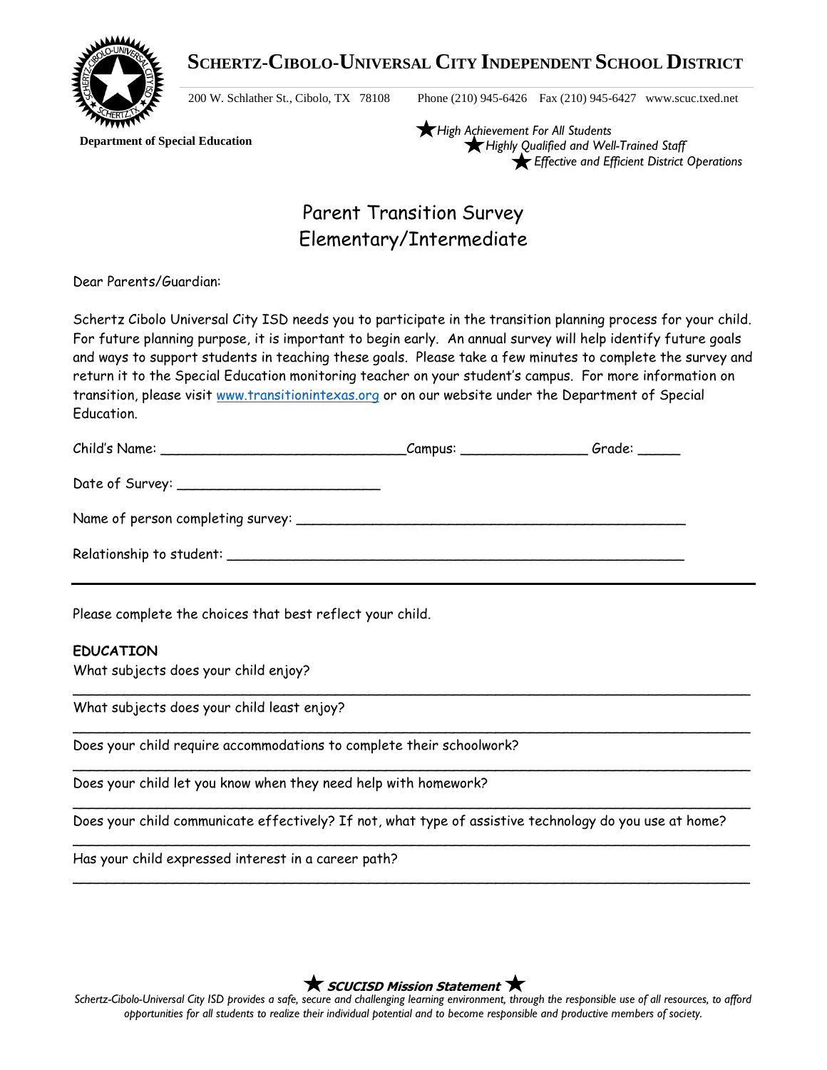# SCHERTZ-CIBOLO-UNIVERSAL CITY INDEPENDENT SCHOOL DISTRICT

200 W. Schlather St., Cibolo, TX 78108 Phone (210) 945-6426 Fax (210) 945-6427 www.scuc.txed.net

**Department of Special Education**

★ *High Achievement For All Students*
★ *Highly Qualified and Well-Trained Staff*
★ *Effective and Efficient District Operations*

## Parent Transition Survey
## Elementary/Intermediate

Dear Parents/Guardian:

Schertz Cibolo Universal City ISD needs you to participate in the transition planning process for your child. For future planning purpose, it is important to begin early. An annual survey will help identify future goals and ways to support students in teaching these goals. Please take a few minutes to complete the survey and return it to the Special Education monitoring teacher on your student's campus. For more information on transition, please visit www.transitionintexas.org or on our website under the Department of Special Education.

Child's Name: ______________________________Campus: _______________ Grade: _____

Date of Survey: ________________________

Name of person completing survey: _______________________________________________

Relationship to student: ________________________________________________________

---

Please complete the choices that best reflect your child.

**EDUCATION**

What subjects does your child enjoy?

___________________________________________________________________________

What subjects does your child least enjoy?

___________________________________________________________________________

Does your child require accommodations to complete their schoolwork?

___________________________________________________________________________

Does your child let you know when they need help with homework?

___________________________________________________________________________

Does your child communicate effectively? If not, what type of assistive technology do you use at home?

___________________________________________________________________________

Has your child expressed interest in a career path?

___________________________________________________________________________

★ ***SCUCISD Mission Statement*** ★

*Schertz-Cibolo-Universal City ISD provides a safe, secure and challenging learning environment, through the responsible use of all resources, to afford opportunities for all students to realize their individual potential and to become responsible and productive members of society.*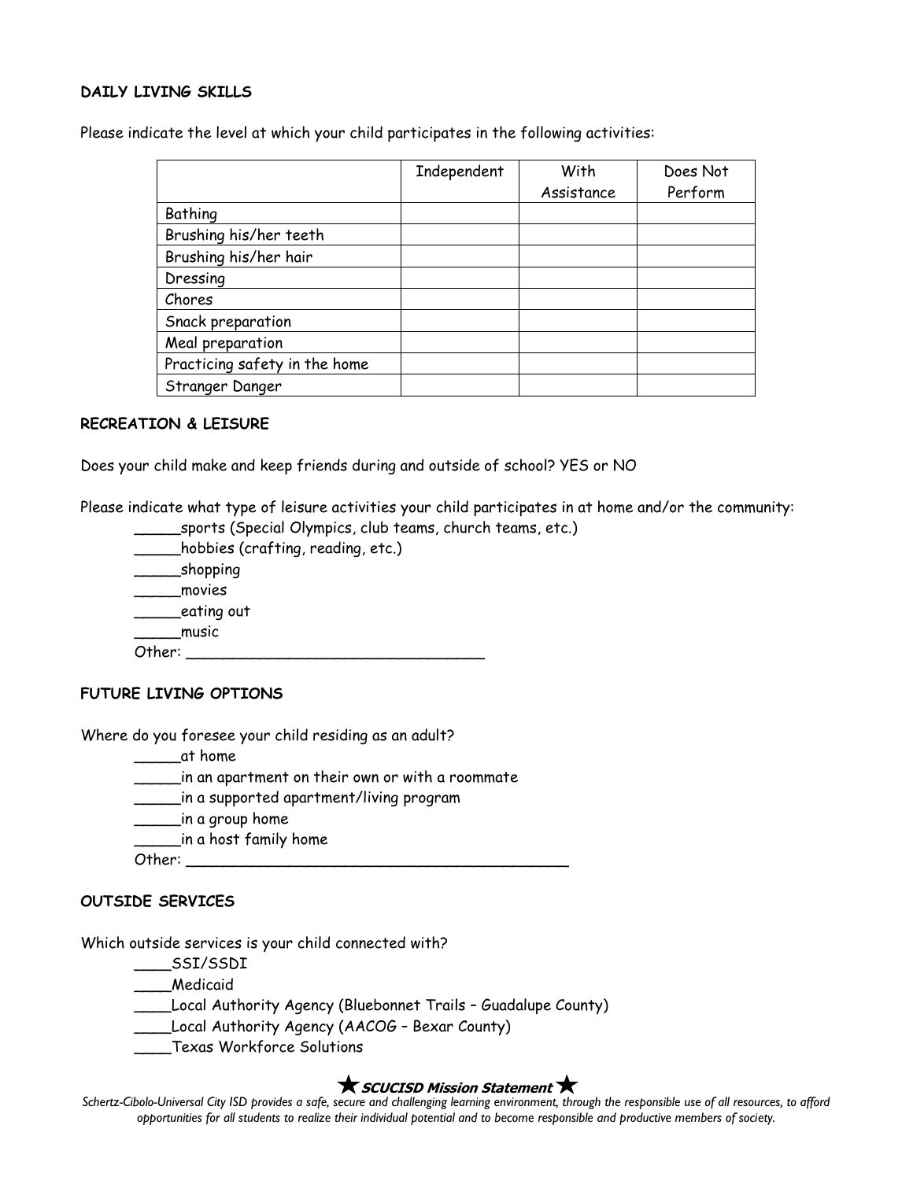## DAILY LIVING SKILLS

Please indicate the level at which your child participates in the following activities:

| | Independent | With Assistance | Does Not Perform |
|---|---|---|---|
| Bathing | | | |
| Brushing his/her teeth | | | |
| Brushing his/her hair | | | |
| Dressing | | | |
| Chores | | | |
| Snack preparation | | | |
| Meal preparation | | | |
| Practicing safety in the home | | | |
| Stranger Danger | | | |

## RECREATION & LEISURE

Does your child make and keep friends during and outside of school? YES or NO

Please indicate what type of leisure activities your child participates in at home and/or the community:

_____sports (Special Olympics, club teams, church teams, etc.)
_____hobbies (crafting, reading, etc.)
_____shopping
_____movies
_____eating out
_____music
Other: ________________________________

## FUTURE LIVING OPTIONS

Where do you foresee your child residing as an adult?

_____at home
_____in an apartment on their own or with a roommate
_____in a supported apartment/living program
_____in a group home
_____in a host family home
Other: ___________________________________________

## OUTSIDE SERVICES

Which outside services is your child connected with?

____SSI/SSDI
____Medicaid
____Local Authority Agency (Bluebonnet Trails – Guadalupe County)
____Local Authority Agency (AACOG – Bexar County)
____Texas Workforce Solutions

★ ***SCUCISD Mission Statement*** ★

*Schertz-Cibolo-Universal City ISD provides a safe, secure and challenging learning environment, through the responsible use of all resources, to afford opportunities for all students to realize their individual potential and to become responsible and productive members of society.*